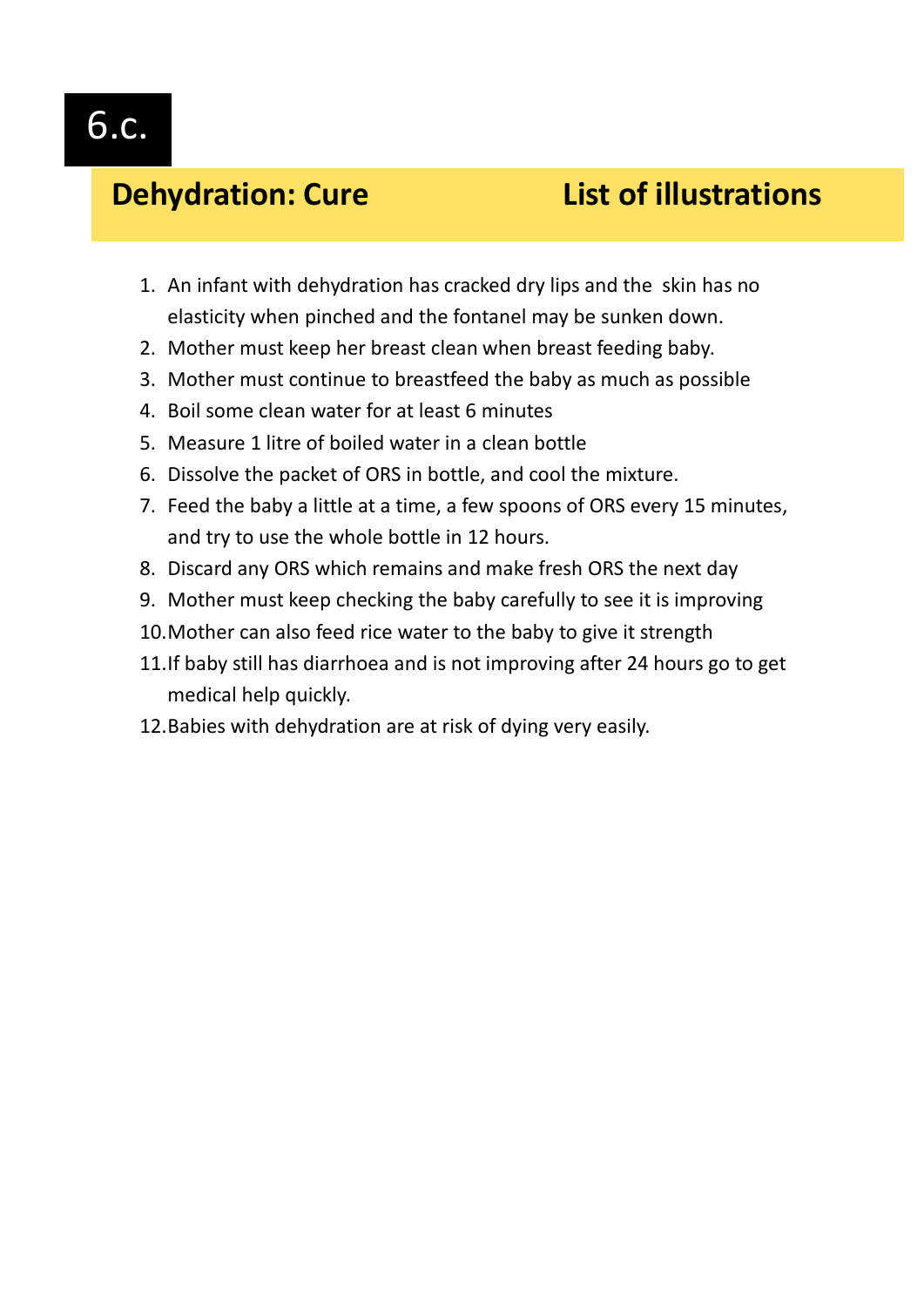# 6.c.

## Dehydration: Cure — List of illustrations

1. An infant with dehydration has cracked dry lips and the skin has no elasticity when pinched and the fontanel may be sunken down.
2. Mother must keep her breast clean when breast feeding baby.
3. Mother must continue to breastfeed the baby as much as possible
4. Boil some clean water for at least 6 minutes
5. Measure 1 litre of boiled water in a clean bottle
6. Dissolve the packet of ORS in bottle, and cool the mixture.
7. Feed the baby a little at a time, a few spoons of ORS every 15 minutes, and try to use the whole bottle in 12 hours.
8. Discard any ORS which remains and make fresh ORS the next day
9. Mother must keep checking the baby carefully to see it is improving
10. Mother can also feed rice water to the baby to give it strength
11. If baby still has diarrhoea and is not improving after 24 hours go to get medical help quickly.
12. Babies with dehydration are at risk of dying very easily.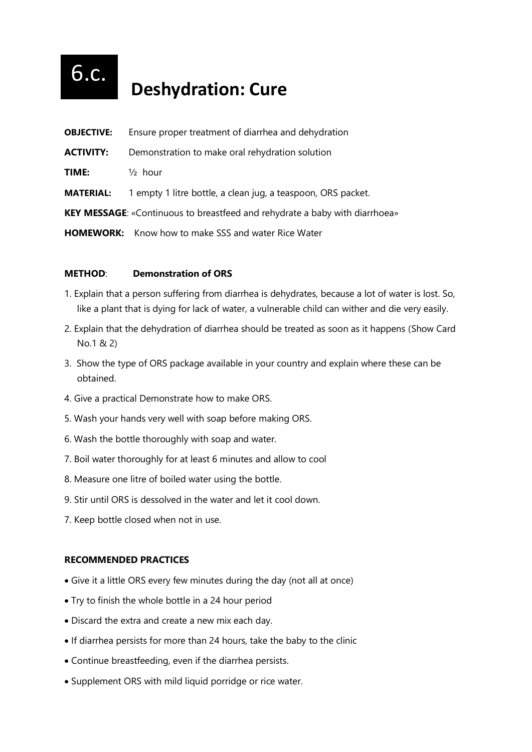# 6.c. Deshydration: Cure

**OBJECTIVE:** Ensure proper treatment of diarrhea and dehydration

**ACTIVITY:** Demonstration to make oral rehydration solution

**TIME:** ½ hour

**MATERIAL:** 1 empty 1 litre bottle, a clean jug, a teaspoon, ORS packet.

**KEY MESSAGE**: «Continuous to breastfeed and rehydrate a baby with diarrhoea»

**HOMEWORK:** Know how to make SSS and water Rice Water

**METHOD**: **Demonstration of ORS**

1. Explain that a person suffering from diarrhea is dehydrates, because a lot of water is lost. So, like a plant that is dying for lack of water, a vulnerable child can wither and die very easily.
2. Explain that the dehydration of diarrhea should be treated as soon as it happens (Show Card No.1 & 2)
3. Show the type of ORS package available in your country and explain where these can be obtained.
4. Give a practical Demonstrate how to make ORS.
5. Wash your hands very well with soap before making ORS.
6. Wash the bottle thoroughly with soap and water.
7. Boil water thoroughly for at least 6 minutes and allow to cool
8. Measure one litre of boiled water using the bottle.
9. Stir until ORS is dessolved in the water and let it cool down.
7. Keep bottle closed when not in use.

**RECOMMENDED PRACTICES**

- Give it a little ORS every few minutes during the day (not all at once)
- Try to finish the whole bottle in a 24 hour period
- Discard the extra and create a new mix each day.
- If diarrhea persists for more than 24 hours, take the baby to the clinic
- Continue breastfeeding, even if the diarrhea persists.
- Supplement ORS with mild liquid porridge or rice water.